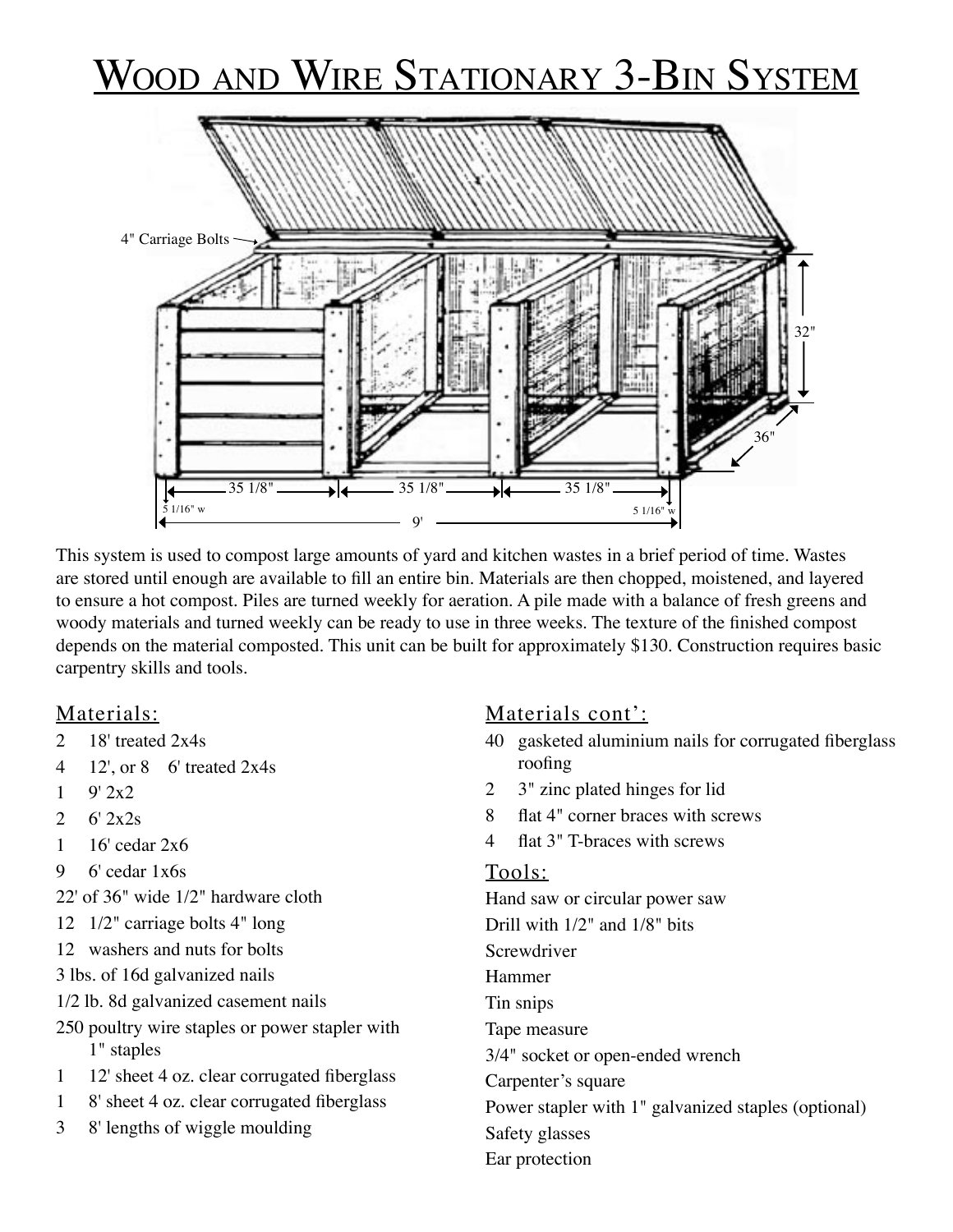# Wood and Wire Stationary 3-Bin System

This system is used to compost large amounts of yard and kitchen wastes in a brief period of time. Wastes are stored until enough are available to fill an entire bin. Materials are then chopped, moistened, and layered to ensure a hot compost. Piles are turned weekly for aeration. A pile made with a balance of fresh greens and woody materials and turned weekly can be ready to use in three weeks. The texture of the finished compost depends on the material composted. This unit can be built for approximately $130. Construction requires basic carpentry skills and tools.

## Materials:

- 2 18' treated 2x4s
- 4 12', or 8 6' treated 2x4s
- 1 9' 2x2
- 2 6' 2x2s
- 1 16' cedar 2x6
- 9 6' cedar 1x6s
- 22' of 36" wide 1/2" hardware cloth
- 12 1/2" carriage bolts 4" long
- 12 washers and nuts for bolts
- 3 lbs. of 16d galvanized nails
- 1/2 lb. 8d galvanized casement nails
- 250 poultry wire staples or power stapler with 1" staples
- 1 12' sheet 4 oz. clear corrugated fiberglass
- 1 8' sheet 4 oz. clear corrugated fiberglass
- 3 8' lengths of wiggle moulding

## Materials cont':

- 40 gasketed aluminium nails for corrugated fiberglass roofing
- 2 3" zinc plated hinges for lid
- 8 flat 4" corner braces with screws
- 4 flat 3" T-braces with screws

## Tools:

- Hand saw or circular power saw
- Drill with 1/2" and 1/8" bits
- Screwdriver
- Hammer
- Tin snips
- Tape measure
- 3/4" socket or open-ended wrench
- Carpenter's square
- Power stapler with 1" galvanized staples (optional)
- Safety glasses
- Ear protection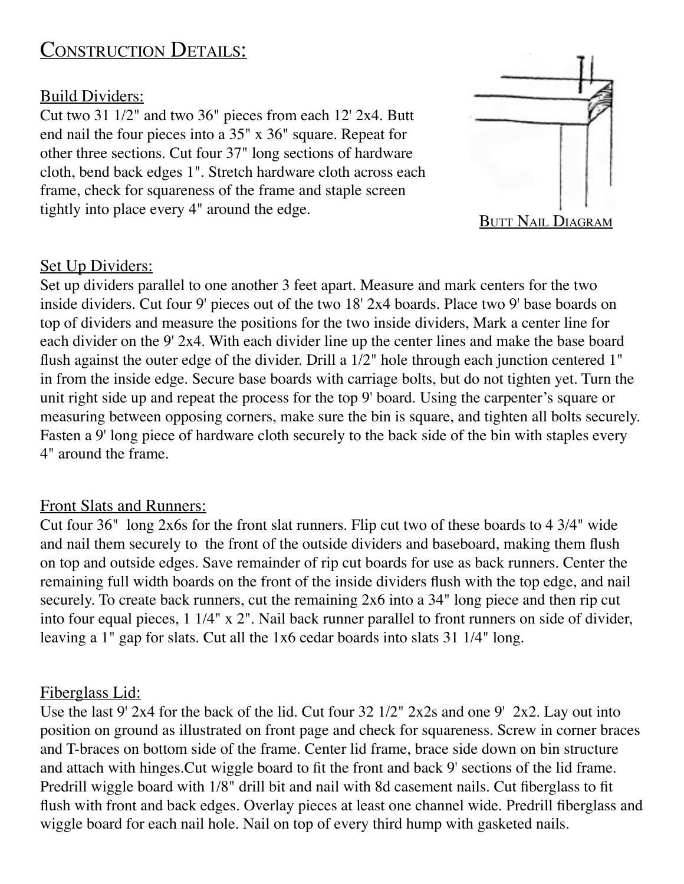# Construction Details:

## Build Dividers:

Cut two 31 1/2" and two 36" pieces from each 12' 2x4. Butt end nail the four pieces into a 35" x 36" square. Repeat for other three sections. Cut four 37" long sections of hardware cloth, bend back edges 1". Stretch hardware cloth across each frame, check for squareness of the frame and staple screen tightly into place every 4" around the edge.

Butt Nail Diagram

## Set Up Dividers:

Set up dividers parallel to one another 3 feet apart. Measure and mark centers for the two inside dividers. Cut four 9' pieces out of the two 18' 2x4 boards. Place two 9' base boards on top of dividers and measure the positions for the two inside dividers, Mark a center line for each divider on the 9' 2x4. With each divider line up the center lines and make the base board flush against the outer edge of the divider. Drill a 1/2" hole through each junction centered 1" in from the inside edge. Secure base boards with carriage bolts, but do not tighten yet. Turn the unit right side up and repeat the process for the top 9' board. Using the carpenter's square or measuring between opposing corners, make sure the bin is square, and tighten all bolts securely. Fasten a 9' long piece of hardware cloth securely to the back side of the bin with staples every 4" around the frame.

## Front Slats and Runners:

Cut four 36" long 2x6s for the front slat runners. Flip cut two of these boards to 4 3/4" wide and nail them securely to the front of the outside dividers and baseboard, making them flush on top and outside edges. Save remainder of rip cut boards for use as back runners. Center the remaining full width boards on the front of the inside dividers flush with the top edge, and nail securely. To create back runners, cut the remaining 2x6 into a 34" long piece and then rip cut into four equal pieces, 1 1/4" x 2". Nail back runner parallel to front runners on side of divider, leaving a 1" gap for slats. Cut all the 1x6 cedar boards into slats 31 1/4" long.

## Fiberglass Lid:

Use the last 9' 2x4 for the back of the lid. Cut four 32 1/2" 2x2s and one 9' 2x2. Lay out into position on ground as illustrated on front page and check for squareness. Screw in corner braces and T-braces on bottom side of the frame. Center lid frame, brace side down on bin structure and attach with hinges.Cut wiggle board to fit the front and back 9' sections of the lid frame. Predrill wiggle board with 1/8" drill bit and nail with 8d casement nails. Cut fiberglass to fit flush with front and back edges. Overlay pieces at least one channel wide. Predrill fiberglass and wiggle board for each nail hole. Nail on top of every third hump with gasketed nails.